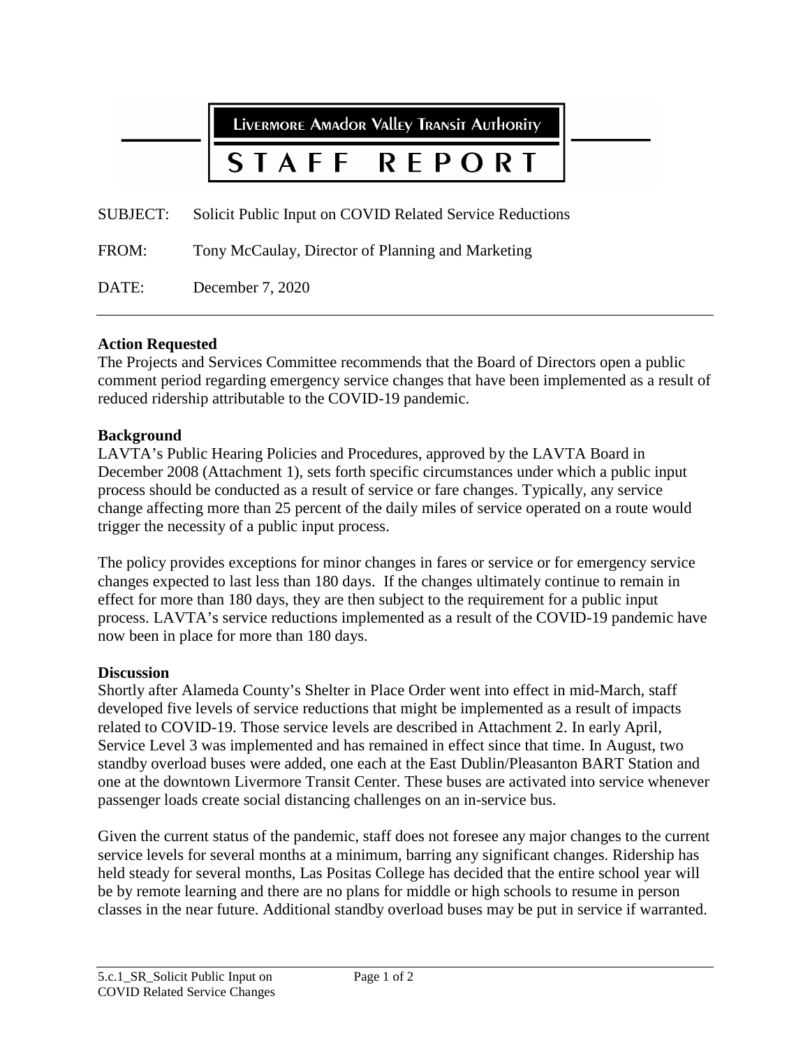# Livermore Amador Valley Transit Authority

# STAFF REPORT

SUBJECT: Solicit Public Input on COVID Related Service Reductions

FROM: Tony McCaulay, Director of Planning and Marketing

DATE: December 7, 2020

---

**Action Requested**

The Projects and Services Committee recommends that the Board of Directors open a public comment period regarding emergency service changes that have been implemented as a result of reduced ridership attributable to the COVID-19 pandemic.

**Background**

LAVTA's Public Hearing Policies and Procedures, approved by the LAVTA Board in December 2008 (Attachment 1), sets forth specific circumstances under which a public input process should be conducted as a result of service or fare changes. Typically, any service change affecting more than 25 percent of the daily miles of service operated on a route would trigger the necessity of a public input process.

The policy provides exceptions for minor changes in fares or service or for emergency service changes expected to last less than 180 days. If the changes ultimately continue to remain in effect for more than 180 days, they are then subject to the requirement for a public input process. LAVTA's service reductions implemented as a result of the COVID-19 pandemic have now been in place for more than 180 days.

**Discussion**

Shortly after Alameda County's Shelter in Place Order went into effect in mid-March, staff developed five levels of service reductions that might be implemented as a result of impacts related to COVID-19. Those service levels are described in Attachment 2. In early April, Service Level 3 was implemented and has remained in effect since that time. In August, two standby overload buses were added, one each at the East Dublin/Pleasanton BART Station and one at the downtown Livermore Transit Center. These buses are activated into service whenever passenger loads create social distancing challenges on an in-service bus.

Given the current status of the pandemic, staff does not foresee any major changes to the current service levels for several months at a minimum, barring any significant changes. Ridership has held steady for several months, Las Positas College has decided that the entire school year will be by remote learning and there are no plans for middle or high schools to resume in person classes in the near future. Additional standby overload buses may be put in service if warranted.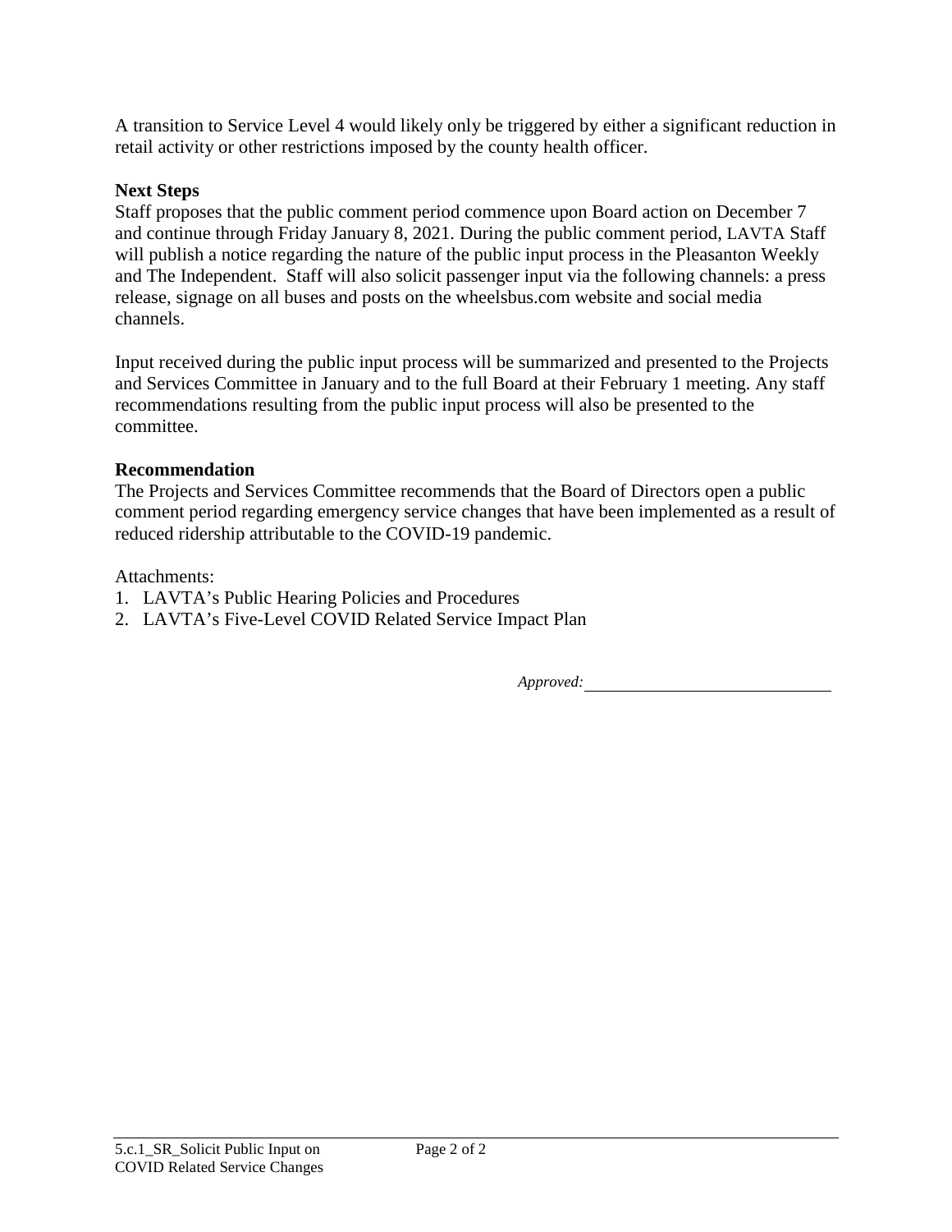A transition to Service Level 4 would likely only be triggered by either a significant reduction in retail activity or other restrictions imposed by the county health officer.

**Next Steps**

Staff proposes that the public comment period commence upon Board action on December 7 and continue through Friday January 8, 2021. During the public comment period, LAVTA Staff will publish a notice regarding the nature of the public input process in the Pleasanton Weekly and The Independent. Staff will also solicit passenger input via the following channels: a press release, signage on all buses and posts on the wheelsbus.com website and social media channels.

Input received during the public input process will be summarized and presented to the Projects and Services Committee in January and to the full Board at their February 1 meeting. Any staff recommendations resulting from the public input process will also be presented to the committee.

**Recommendation**

The Projects and Services Committee recommends that the Board of Directors open a public comment period regarding emergency service changes that have been implemented as a result of reduced ridership attributable to the COVID-19 pandemic.

Attachments:

1. LAVTA's Public Hearing Policies and Procedures
2. LAVTA's Five-Level COVID Related Service Impact Plan

*Approved:* ______________________________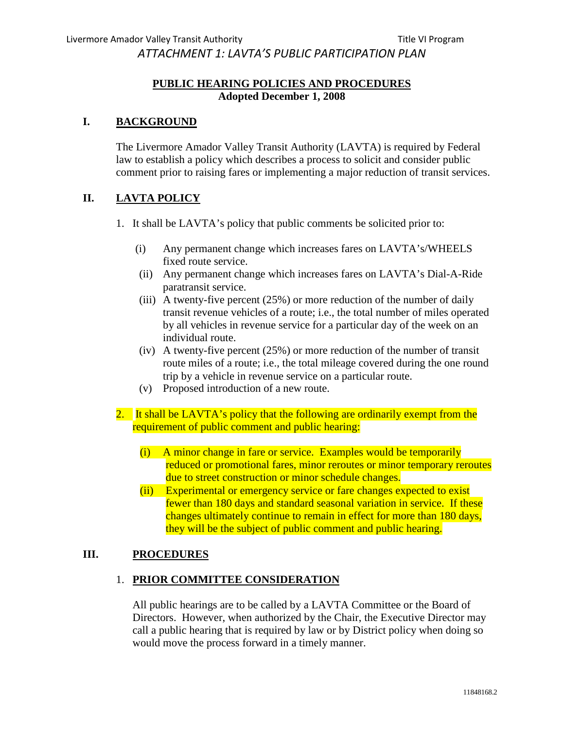*ATTACHMENT 1: LAVTA'S PUBLIC PARTICIPATION PLAN*

**PUBLIC HEARING POLICIES AND PROCEDURES**
**Adopted December 1, 2008**

## I. BACKGROUND

The Livermore Amador Valley Transit Authority (LAVTA) is required by Federal law to establish a policy which describes a process to solicit and consider public comment prior to raising fares or implementing a major reduction of transit services.

## II. LAVTA POLICY

1. It shall be LAVTA's policy that public comments be solicited prior to:

   (i) Any permanent change which increases fares on LAVTA's/WHEELS fixed route service.

   (ii) Any permanent change which increases fares on LAVTA's Dial-A-Ride paratransit service.

   (iii) A twenty-five percent (25%) or more reduction of the number of daily transit revenue vehicles of a route; i.e., the total number of miles operated by all vehicles in revenue service for a particular day of the week on an individual route.

   (iv) A twenty-five percent (25%) or more reduction of the number of transit route miles of a route; i.e., the total mileage covered during the one round trip by a vehicle in revenue service on a particular route.

   (v) Proposed introduction of a new route.

2. It shall be LAVTA's policy that the following are ordinarily exempt from the requirement of public comment and public hearing:

   (i) A minor change in fare or service. Examples would be temporarily reduced or promotional fares, minor reroutes or minor temporary reroutes due to street construction or minor schedule changes.

   (ii) Experimental or emergency service or fare changes expected to exist fewer than 180 days and standard seasonal variation in service. If these changes ultimately continue to remain in effect for more than 180 days, they will be the subject of public comment and public hearing.

## III. PROCEDURES

### 1. PRIOR COMMITTEE CONSIDERATION

All public hearings are to be called by a LAVTA Committee or the Board of Directors. However, when authorized by the Chair, the Executive Director may call a public hearing that is required by law or by District policy when doing so would move the process forward in a timely manner.

11848168.2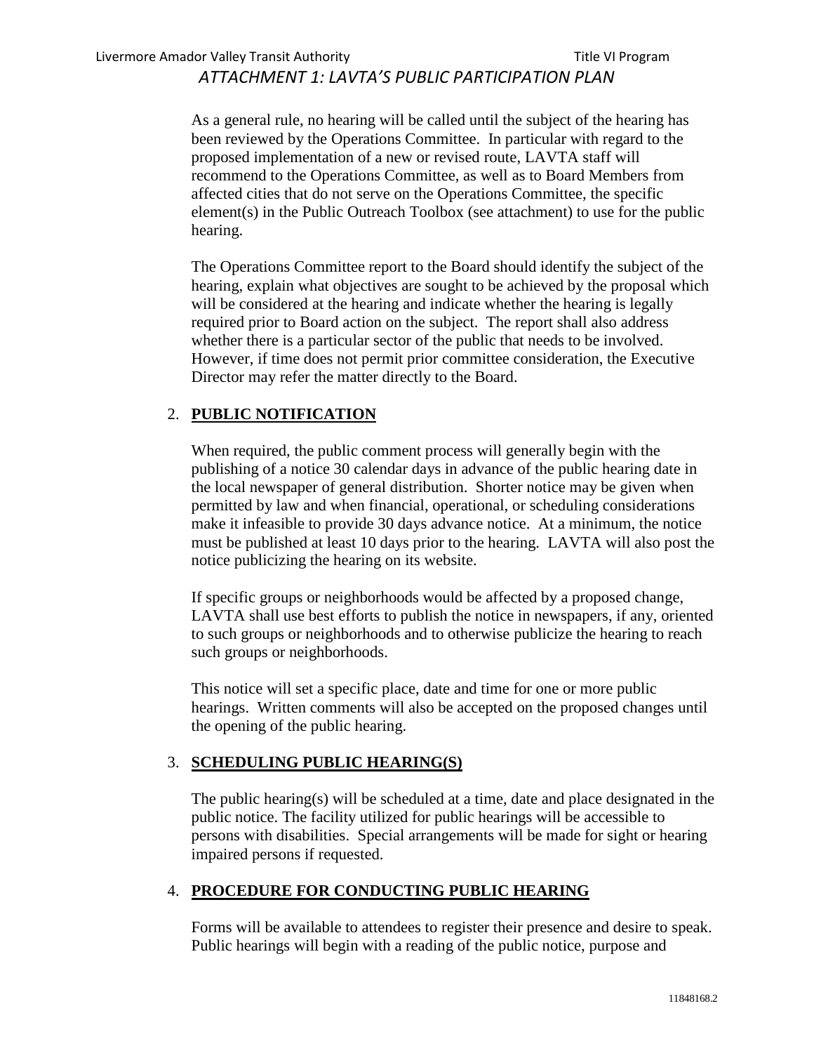As a general rule, no hearing will be called until the subject of the hearing has been reviewed by the Operations Committee. In particular with regard to the proposed implementation of a new or revised route, LAVTA staff will recommend to the Operations Committee, as well as to Board Members from affected cities that do not serve on the Operations Committee, the specific element(s) in the Public Outreach Toolbox (see attachment) to use for the public hearing.

The Operations Committee report to the Board should identify the subject of the hearing, explain what objectives are sought to be achieved by the proposal which will be considered at the hearing and indicate whether the hearing is legally required prior to Board action on the subject. The report shall also address whether there is a particular sector of the public that needs to be involved. However, if time does not permit prior committee consideration, the Executive Director may refer the matter directly to the Board.

2. **PUBLIC NOTIFICATION**

   When required, the public comment process will generally begin with the publishing of a notice 30 calendar days in advance of the public hearing date in the local newspaper of general distribution. Shorter notice may be given when permitted by law and when financial, operational, or scheduling considerations make it infeasible to provide 30 days advance notice. At a minimum, the notice must be published at least 10 days prior to the hearing. LAVTA will also post the notice publicizing the hearing on its website.

   If specific groups or neighborhoods would be affected by a proposed change, LAVTA shall use best efforts to publish the notice in newspapers, if any, oriented to such groups or neighborhoods and to otherwise publicize the hearing to reach such groups or neighborhoods.

   This notice will set a specific place, date and time for one or more public hearings. Written comments will also be accepted on the proposed changes until the opening of the public hearing.

3. **SCHEDULING PUBLIC HEARING(S)**

   The public hearing(s) will be scheduled at a time, date and place designated in the public notice. The facility utilized for public hearings will be accessible to persons with disabilities. Special arrangements will be made for sight or hearing impaired persons if requested.

4. **PROCEDURE FOR CONDUCTING PUBLIC HEARING**

   Forms will be available to attendees to register their presence and desire to speak. Public hearings will begin with a reading of the public notice, purpose and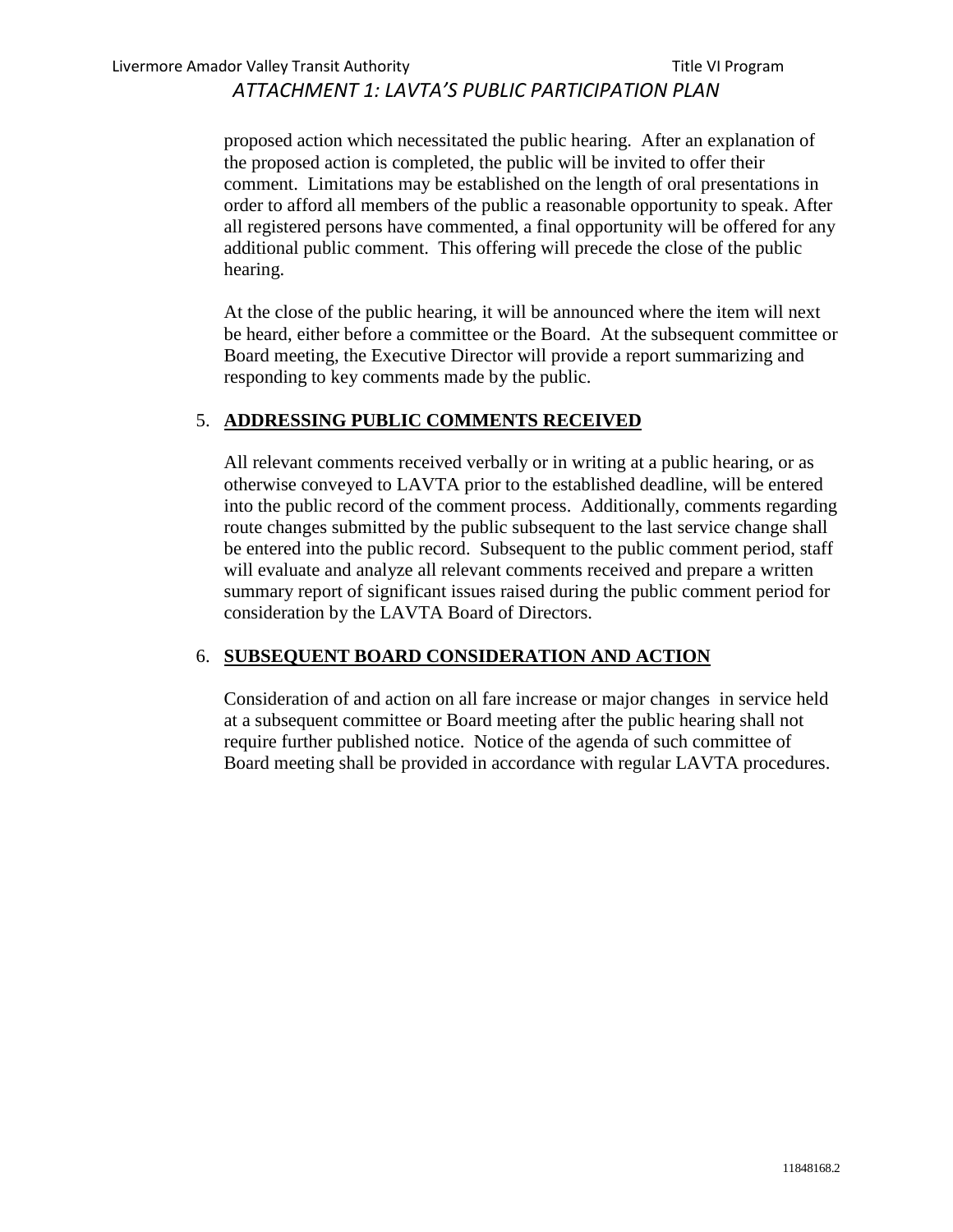proposed action which necessitated the public hearing. After an explanation of the proposed action is completed, the public will be invited to offer their comment. Limitations may be established on the length of oral presentations in order to afford all members of the public a reasonable opportunity to speak. After all registered persons have commented, a final opportunity will be offered for any additional public comment. This offering will precede the close of the public hearing.

At the close of the public hearing, it will be announced where the item will next be heard, either before a committee or the Board. At the subsequent committee or Board meeting, the Executive Director will provide a report summarizing and responding to key comments made by the public.

5. **ADDRESSING PUBLIC COMMENTS RECEIVED**

   All relevant comments received verbally or in writing at a public hearing, or as otherwise conveyed to LAVTA prior to the established deadline, will be entered into the public record of the comment process. Additionally, comments regarding route changes submitted by the public subsequent to the last service change shall be entered into the public record. Subsequent to the public comment period, staff will evaluate and analyze all relevant comments received and prepare a written summary report of significant issues raised during the public comment period for consideration by the LAVTA Board of Directors.

6. **SUBSEQUENT BOARD CONSIDERATION AND ACTION**

   Consideration of and action on all fare increase or major changes in service held at a subsequent committee or Board meeting after the public hearing shall not require further published notice. Notice of the agenda of such committee of Board meeting shall be provided in accordance with regular LAVTA procedures.

11848168.2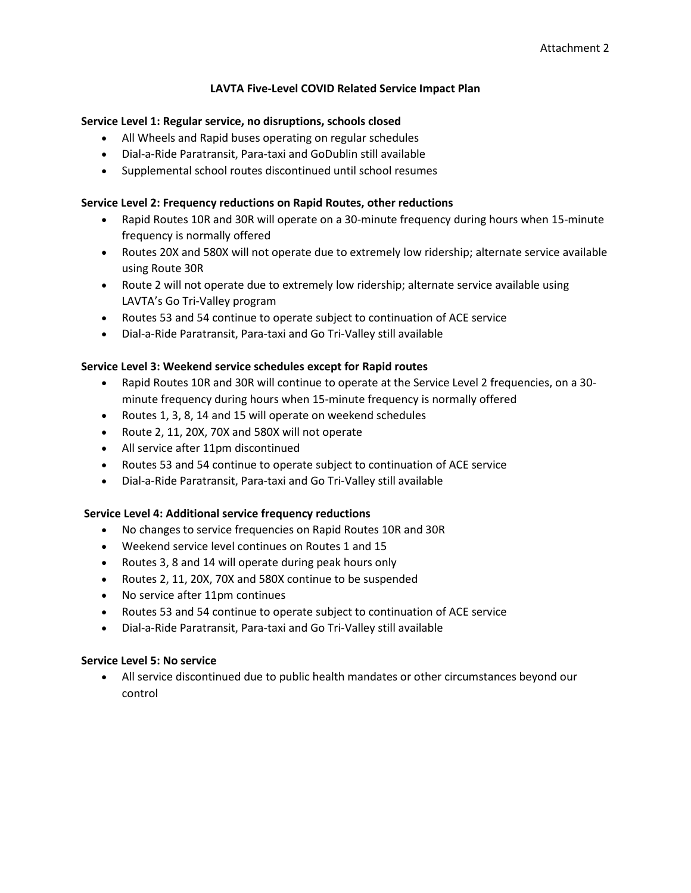Attachment 2

# LAVTA Five-Level COVID Related Service Impact Plan

**Service Level 1: Regular service, no disruptions, schools closed**

- All Wheels and Rapid buses operating on regular schedules
- Dial-a-Ride Paratransit, Para-taxi and GoDublin still available
- Supplemental school routes discontinued until school resumes

**Service Level 2: Frequency reductions on Rapid Routes, other reductions**

- Rapid Routes 10R and 30R will operate on a 30-minute frequency during hours when 15-minute frequency is normally offered
- Routes 20X and 580X will not operate due to extremely low ridership; alternate service available using Route 30R
- Route 2 will not operate due to extremely low ridership; alternate service available using LAVTA's Go Tri-Valley program
- Routes 53 and 54 continue to operate subject to continuation of ACE service
- Dial-a-Ride Paratransit, Para-taxi and Go Tri-Valley still available

**Service Level 3: Weekend service schedules except for Rapid routes**

- Rapid Routes 10R and 30R will continue to operate at the Service Level 2 frequencies, on a 30-minute frequency during hours when 15-minute frequency is normally offered
- Routes 1, 3, 8, 14 and 15 will operate on weekend schedules
- Route 2, 11, 20X, 70X and 580X will not operate
- All service after 11pm discontinued
- Routes 53 and 54 continue to operate subject to continuation of ACE service
- Dial-a-Ride Paratransit, Para-taxi and Go Tri-Valley still available

**Service Level 4: Additional service frequency reductions**

- No changes to service frequencies on Rapid Routes 10R and 30R
- Weekend service level continues on Routes 1 and 15
- Routes 3, 8 and 14 will operate during peak hours only
- Routes 2, 11, 20X, 70X and 580X continue to be suspended
- No service after 11pm continues
- Routes 53 and 54 continue to operate subject to continuation of ACE service
- Dial-a-Ride Paratransit, Para-taxi and Go Tri-Valley still available

**Service Level 5: No service**

- All service discontinued due to public health mandates or other circumstances beyond our control